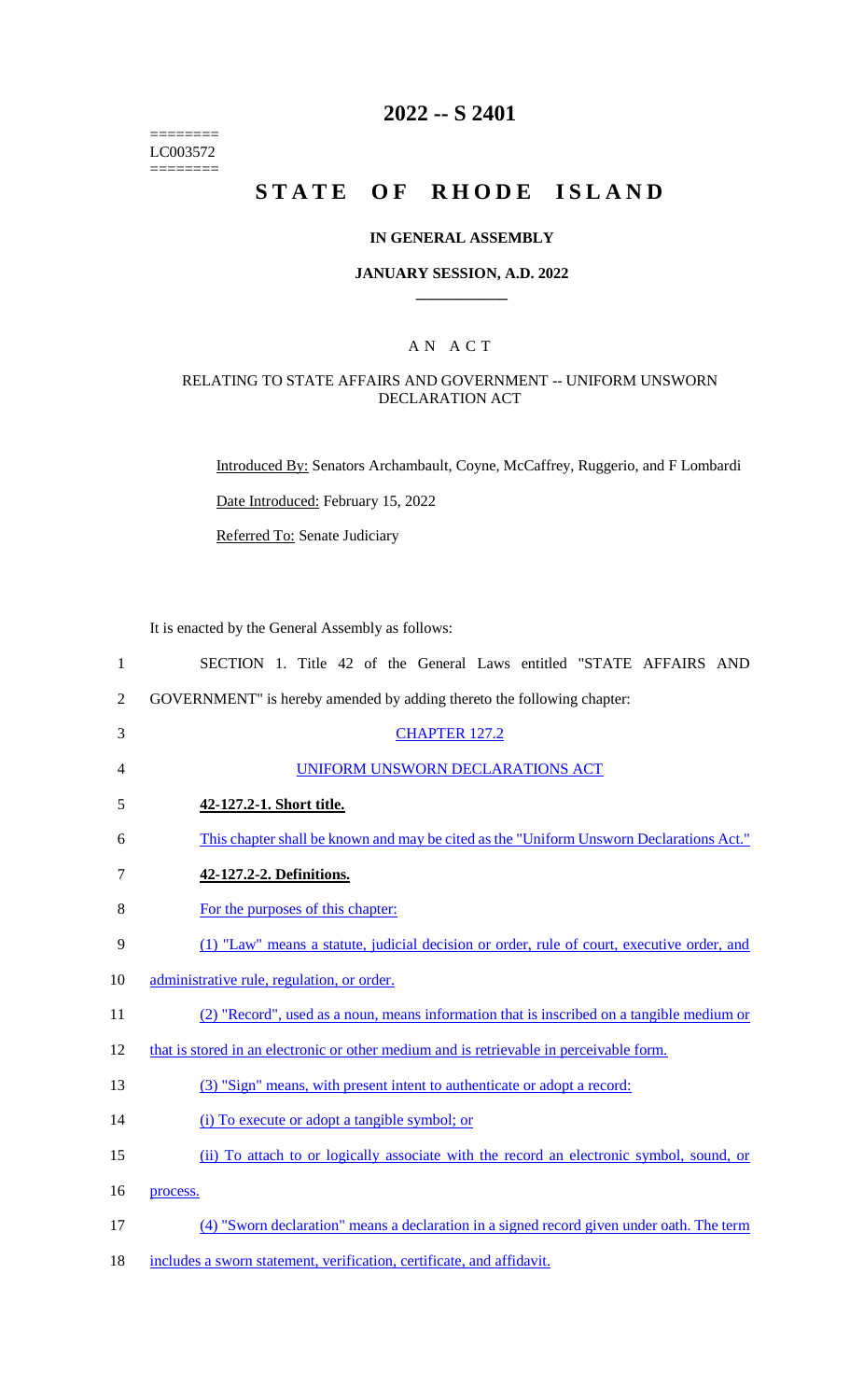========
LC003572
========

# 2022 -- S 2401

# STATE OF RHODE ISLAND

## IN GENERAL ASSEMBLY

### JANUARY SESSION, A.D. 2022

### A N A C T

RELATING TO STATE AFFAIRS AND GOVERNMENT -- UNIFORM UNSWORN DECLARATION ACT

Introduced By: Senators Archambault, Coyne, McCaffrey, Ruggerio, and F Lombardi

Date Introduced: February 15, 2022

Referred To: Senate Judiciary

It is enacted by the General Assembly as follows:

1 SECTION 1. Title 42 of the General Laws entitled "STATE AFFAIRS AND
2 GOVERNMENT" is hereby amended by adding thereto the following chapter:

3 CHAPTER 127.2

4 UNIFORM UNSWORN DECLARATIONS ACT

5 **42-127.2-1. Short title.**

6 This chapter shall be known and may be cited as the "Uniform Unsworn Declarations Act."

7 **42-127.2-2. Definitions.**

8 For the purposes of this chapter:

9 (1) "Law" means a statute, judicial decision or order, rule of court, executive order, and
10 administrative rule, regulation, or order.

11 (2) "Record", used as a noun, means information that is inscribed on a tangible medium or
12 that is stored in an electronic or other medium and is retrievable in perceivable form.

13 (3) "Sign" means, with present intent to authenticate or adopt a record:

14 (i) To execute or adopt a tangible symbol; or

15 (ii) To attach to or logically associate with the record an electronic symbol, sound, or
16 process.

17 (4) "Sworn declaration" means a declaration in a signed record given under oath. The term
18 includes a sworn statement, verification, certificate, and affidavit.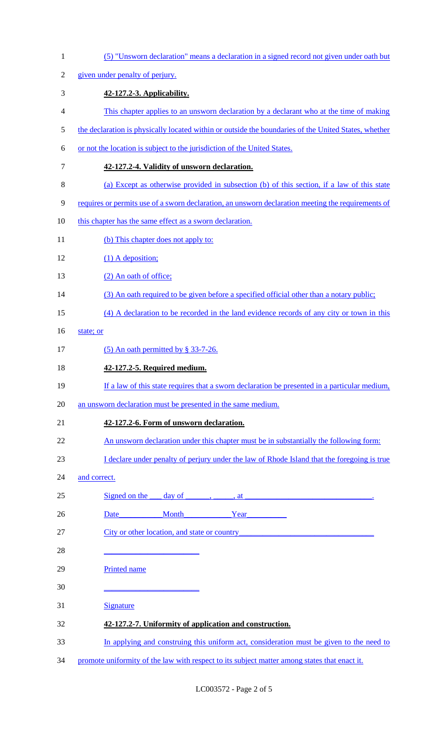(5) "Unsworn declaration" means a declaration in a signed record not given under oath but given under penalty of perjury.

**42-127.2-3. Applicability.**

This chapter applies to an unsworn declaration by a declarant who at the time of making the declaration is physically located within or outside the boundaries of the United States, whether or not the location is subject to the jurisdiction of the United States.

**42-127.2-4. Validity of unsworn declaration.**

(a) Except as otherwise provided in subsection (b) of this section, if a law of this state requires or permits use of a sworn declaration, an unsworn declaration meeting the requirements of this chapter has the same effect as a sworn declaration.

(b) This chapter does not apply to:

(1) A deposition;

(2) An oath of office;

(3) An oath required to be given before a specified official other than a notary public;

(4) A declaration to be recorded in the land evidence records of any city or town in this state; or

(5) An oath permitted by § 33-7-26.

**42-127.2-5. Required medium.**

If a law of this state requires that a sworn declaration be presented in a particular medium, an unsworn declaration must be presented in the same medium.

**42-127.2-6. Form of unsworn declaration.**

An unsworn declaration under this chapter must be in substantially the following form:

I declare under penalty of perjury under the law of Rhode Island that the foregoing is true and correct.

Signed on the ___ day of ______, _____, at ________________________________.

Date__________Month___________Year_________

City or other location, and state or country________________________________

________________________

Printed name

________________________

Signature

**42-127.2-7. Uniformity of application and construction.**

In applying and construing this uniform act, consideration must be given to the need to promote uniformity of the law with respect to its subject matter among states that enact it.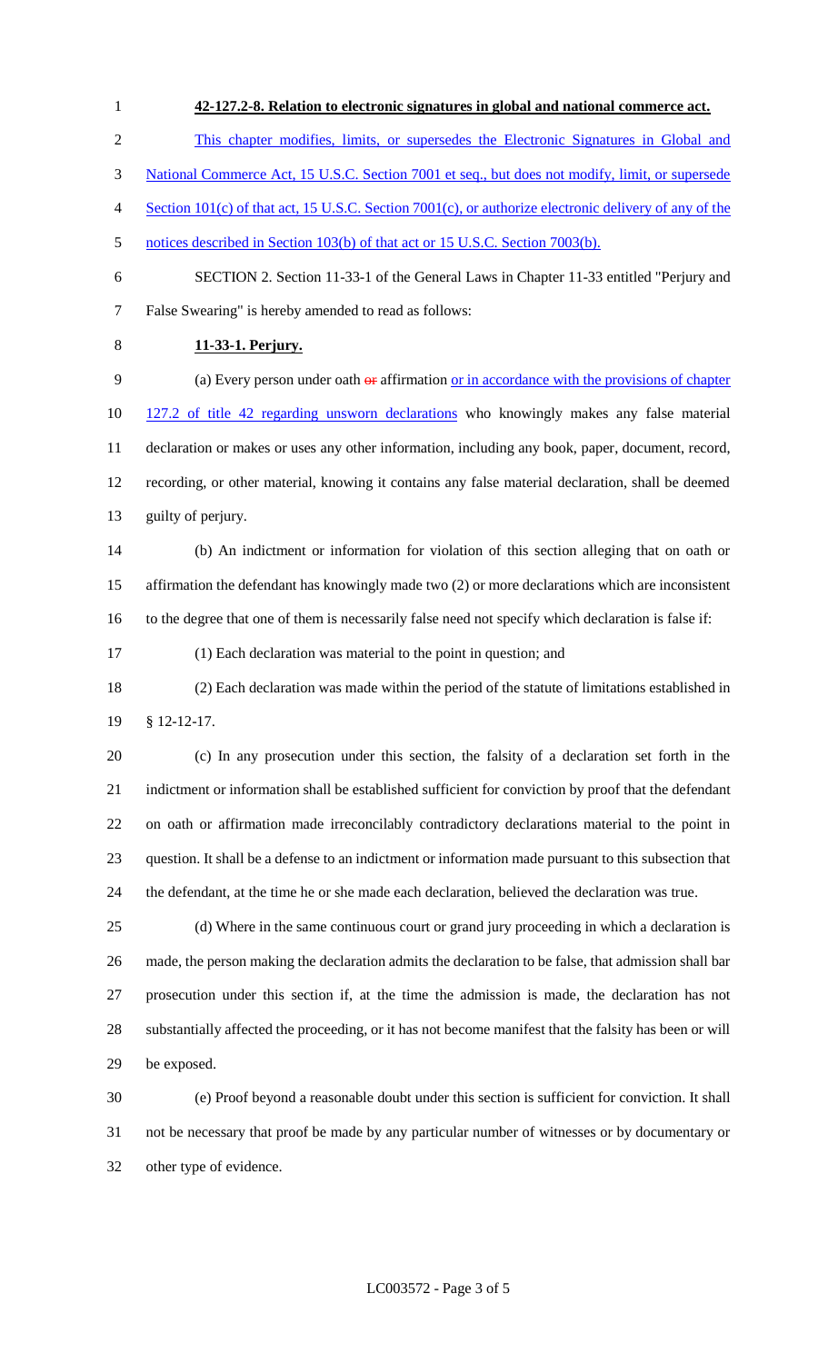**42-127.2-8. Relation to electronic signatures in global and national commerce act.**

This chapter modifies, limits, or supersedes the Electronic Signatures in Global and National Commerce Act, 15 U.S.C. Section 7001 et seq., but does not modify, limit, or supersede Section 101(c) of that act, 15 U.S.C. Section 7001(c), or authorize electronic delivery of any of the notices described in Section 103(b) of that act or 15 U.S.C. Section 7003(b).

SECTION 2. Section 11-33-1 of the General Laws in Chapter 11-33 entitled "Perjury and False Swearing" is hereby amended to read as follows:

**11-33-1. Perjury.**

(a) Every person under oath ~~or~~ affirmation or in accordance with the provisions of chapter 127.2 of title 42 regarding unsworn declarations who knowingly makes any false material declaration or makes or uses any other information, including any book, paper, document, record, recording, or other material, knowing it contains any false material declaration, shall be deemed guilty of perjury.

(b) An indictment or information for violation of this section alleging that on oath or affirmation the defendant has knowingly made two (2) or more declarations which are inconsistent to the degree that one of them is necessarily false need not specify which declaration is false if:

(1) Each declaration was material to the point in question; and

(2) Each declaration was made within the period of the statute of limitations established in § 12-12-17.

(c) In any prosecution under this section, the falsity of a declaration set forth in the indictment or information shall be established sufficient for conviction by proof that the defendant on oath or affirmation made irreconcilably contradictory declarations material to the point in question. It shall be a defense to an indictment or information made pursuant to this subsection that the defendant, at the time he or she made each declaration, believed the declaration was true.

(d) Where in the same continuous court or grand jury proceeding in which a declaration is made, the person making the declaration admits the declaration to be false, that admission shall bar prosecution under this section if, at the time the admission is made, the declaration has not substantially affected the proceeding, or it has not become manifest that the falsity has been or will be exposed.

(e) Proof beyond a reasonable doubt under this section is sufficient for conviction. It shall not be necessary that proof be made by any particular number of witnesses or by documentary or other type of evidence.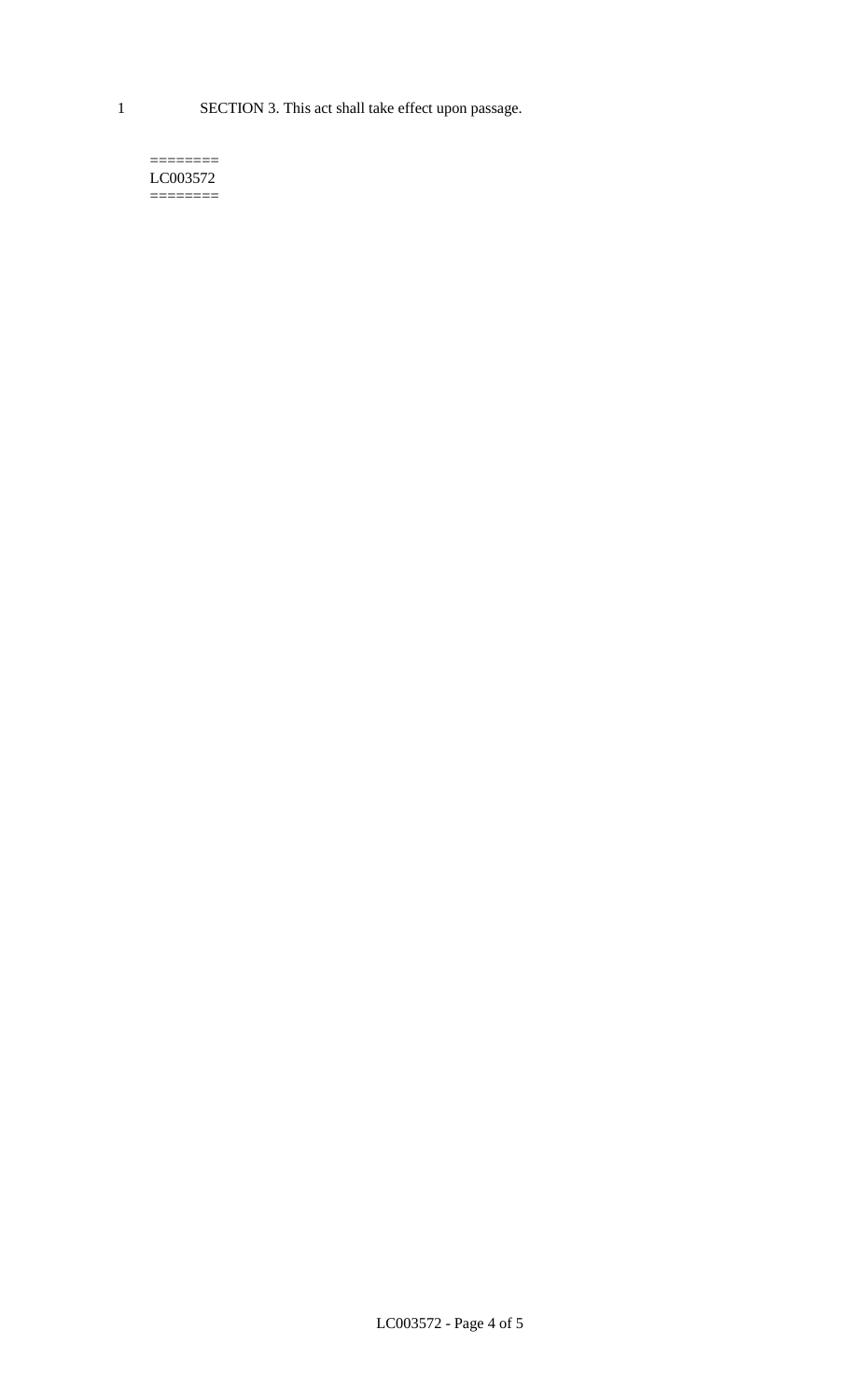SECTION 3. This act shall take effect upon passage.

========
LC003572
========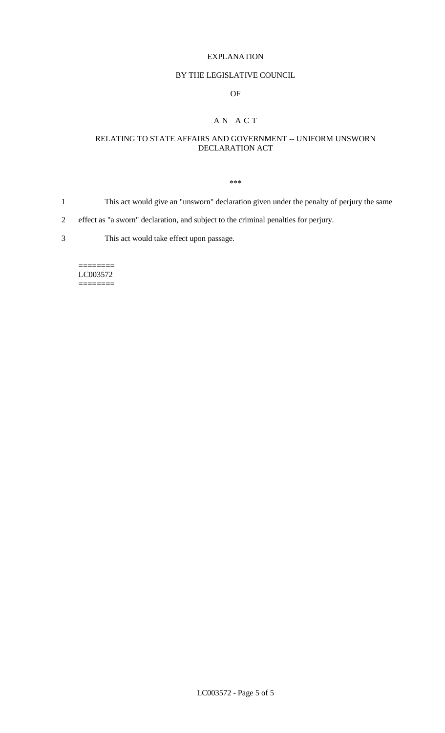EXPLANATION

BY THE LEGISLATIVE COUNCIL

OF

A N A C T

RELATING TO STATE AFFAIRS AND GOVERNMENT -- UNIFORM UNSWORN DECLARATION ACT

\*\*\*

1 This act would give an "unsworn" declaration given under the penalty of perjury the same

2 effect as "a sworn" declaration, and subject to the criminal penalties for perjury.

3 This act would take effect upon passage.

========
LC003572
========